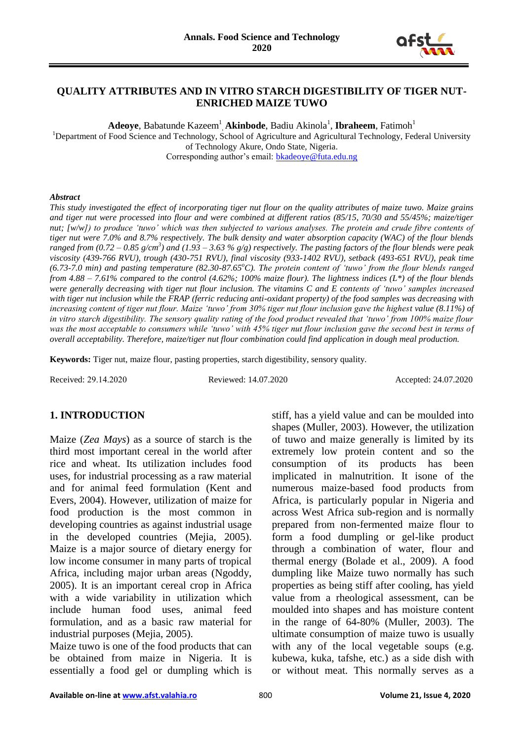# QUALITY ATTRIBUTES AND IN VITRO STARCH DIGESTIBILITY OF TIGER NUT-ENRICHED MAIZE TUWO

**Adeoye**, Babatunde Kazeem[1], **Akinbode**, Badiu Akinola[1], **Ibraheem**, Fatimoh[1]

[1]Department of Food Science and Technology, School of Agriculture and Agricultural Technology, Federal University of Technology Akure, Ondo State, Nigeria.
Corresponding author's email: bkadeoye@futa.edu.ng

### *Abstract*

*This study investigated the effect of incorporating tiger nut flour on the quality attributes of maize tuwo. Maize grains and tiger nut were processed into flour and were combined at different ratios (85/15, 70/30 and 55/45%; maize/tiger nut; [w/w]) to produce 'tuwo' which was then subjected to various analyses. The protein and crude fibre contents of tiger nut were 7.0% and 8.7% respectively. The bulk density and water absorption capacity (WAC) of the flour blends ranged from (0.72 – 0.85 g/cm$^3$) and (1.93 – 3.63 % g/g) respectively. The pasting factors of the flour blends were peak viscosity (439-766 RVU), trough (430-751 RVU), final viscosity (933-1402 RVU), setback (493-651 RVU), peak time (6.73-7.0 min) and pasting temperature (82.30-87.65$^o$C). The protein content of 'tuwo' from the flour blends ranged from 4.88 – 7.61% compared to the control (4.62%; 100% maize flour). The lightness indices (L\*) of the flour blends were generally decreasing with tiger nut flour inclusion. The vitamins C and E contents of 'tuwo' samples increased with tiger nut inclusion while the FRAP (ferric reducing anti-oxidant property) of the food samples was decreasing with increasing content of tiger nut flour. Maize 'tuwo' from 30% tiger nut flour inclusion gave the highest value (8.11%) of in vitro starch digestibility. The sensory quality rating of the food product revealed that 'tuwo' from 100% maize flour was the most acceptable to consumers while 'tuwo' with 45% tiger nut flour inclusion gave the second best in terms of overall acceptability. Therefore, maize/tiger nut flour combination could find application in dough meal production.*

**Keywords:** Tiger nut, maize flour, pasting properties, starch digestibility, sensory quality.

Received: 29.14.2020 Reviewed: 14.07.2020 Accepted: 24.07.2020

## 1. INTRODUCTION

Maize (*Zea Mays*) as a source of starch is the third most important cereal in the world after rice and wheat. Its utilization includes food uses, for industrial processing as a raw material and for animal feed formulation (Kent and Evers, 2004). However, utilization of maize for food production is the most common in developing countries as against industrial usage in the developed countries (Mejia, 2005). Maize is a major source of dietary energy for low income consumer in many parts of tropical Africa, including major urban areas (Ngoddy, 2005). It is an important cereal crop in Africa with a wide variability in utilization which include human food uses, animal feed formulation, and as a basic raw material for industrial purposes (Mejia, 2005).

Maize tuwo is one of the food products that can be obtained from maize in Nigeria. It is essentially a food gel or dumpling which is stiff, has a yield value and can be moulded into shapes (Muller, 2003). However, the utilization of tuwo and maize generally is limited by its extremely low protein content and so the consumption of its products has been implicated in malnutrition. It isone of the numerous maize-based food products from Africa, is particularly popular in Nigeria and across West Africa sub-region and is normally prepared from non-fermented maize flour to form a food dumpling or gel-like product through a combination of water, flour and thermal energy (Bolade et al., 2009). A food dumpling like Maize tuwo normally has such properties as being stiff after cooling, has yield value from a rheological assessment, can be moulded into shapes and has moisture content in the range of 64-80% (Muller, 2003). The ultimate consumption of maize tuwo is usually with any of the local vegetable soups (e.g. kubewa, kuka, tafshe, etc.) as a side dish with or without meat. This normally serves as a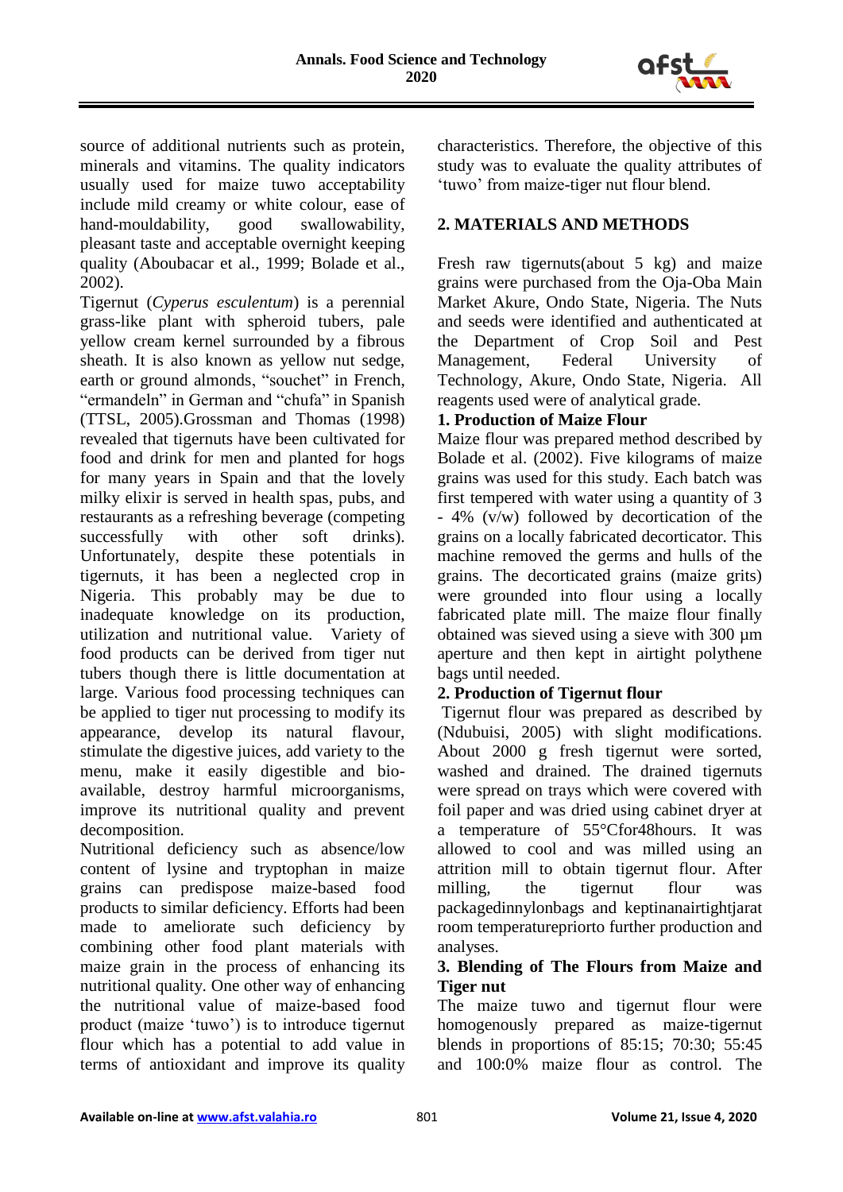source of additional nutrients such as protein, minerals and vitamins. The quality indicators usually used for maize tuwo acceptability include mild creamy or white colour, ease of hand-mouldability, good swallowability, pleasant taste and acceptable overnight keeping quality (Aboubacar et al., 1999; Bolade et al., 2002).

Tigernut (*Cyperus esculentum*) is a perennial grass-like plant with spheroid tubers, pale yellow cream kernel surrounded by a fibrous sheath. It is also known as yellow nut sedge, earth or ground almonds, "souchet" in French, "ermandeln" in German and "chufa" in Spanish (TTSL, 2005).Grossman and Thomas (1998) revealed that tigernuts have been cultivated for food and drink for men and planted for hogs for many years in Spain and that the lovely milky elixir is served in health spas, pubs, and restaurants as a refreshing beverage (competing successfully with other soft drinks). Unfortunately, despite these potentials in tigernuts, it has been a neglected crop in Nigeria. This probably may be due to inadequate knowledge on its production, utilization and nutritional value. Variety of food products can be derived from tiger nut tubers though there is little documentation at large. Various food processing techniques can be applied to tiger nut processing to modify its appearance, develop its natural flavour, stimulate the digestive juices, add variety to the menu, make it easily digestible and bio-available, destroy harmful microorganisms, improve its nutritional quality and prevent decomposition.

Nutritional deficiency such as absence/low content of lysine and tryptophan in maize grains can predispose maize-based food products to similar deficiency. Efforts had been made to ameliorate such deficiency by combining other food plant materials with maize grain in the process of enhancing its nutritional quality. One other way of enhancing the nutritional value of maize-based food product (maize 'tuwo') is to introduce tigernut flour which has a potential to add value in terms of antioxidant and improve its quality characteristics. Therefore, the objective of this study was to evaluate the quality attributes of 'tuwo' from maize-tiger nut flour blend.

## 2. MATERIALS AND METHODS

Fresh raw tigernuts(about 5 kg) and maize grains were purchased from the Oja-Oba Main Market Akure, Ondo State, Nigeria. The Nuts and seeds were identified and authenticated at the Department of Crop Soil and Pest Management, Federal University of Technology, Akure, Ondo State, Nigeria. All reagents used were of analytical grade.

### 1. Production of Maize Flour

Maize flour was prepared method described by Bolade et al. (2002). Five kilograms of maize grains was used for this study. Each batch was first tempered with water using a quantity of 3 - 4% (v/w) followed by decortication of the grains on a locally fabricated decorticator. This machine removed the germs and hulls of the grains. The decorticated grains (maize grits) were grounded into flour using a locally fabricated plate mill. The maize flour finally obtained was sieved using a sieve with 300 µm aperture and then kept in airtight polythene bags until needed.

### 2. Production of Tigernut flour

Tigernut flour was prepared as described by (Ndubuisi, 2005) with slight modifications. About 2000 g fresh tigernut were sorted, washed and drained. The drained tigernuts were spread on trays which were covered with foil paper and was dried using cabinet dryer at a temperature of 55°Cfor48hours. It was allowed to cool and was milled using an attrition mill to obtain tigernut flour. After milling, the tigernut flour was packagedinnylonbags and keptinanairtightjarat room temperaturepriorto further production and analyses.

### 3. Blending of The Flours from Maize and Tiger nut

The maize tuwo and tigernut flour were homogenously prepared as maize-tigernut blends in proportions of 85:15; 70:30; 55:45 and 100:0% maize flour as control. The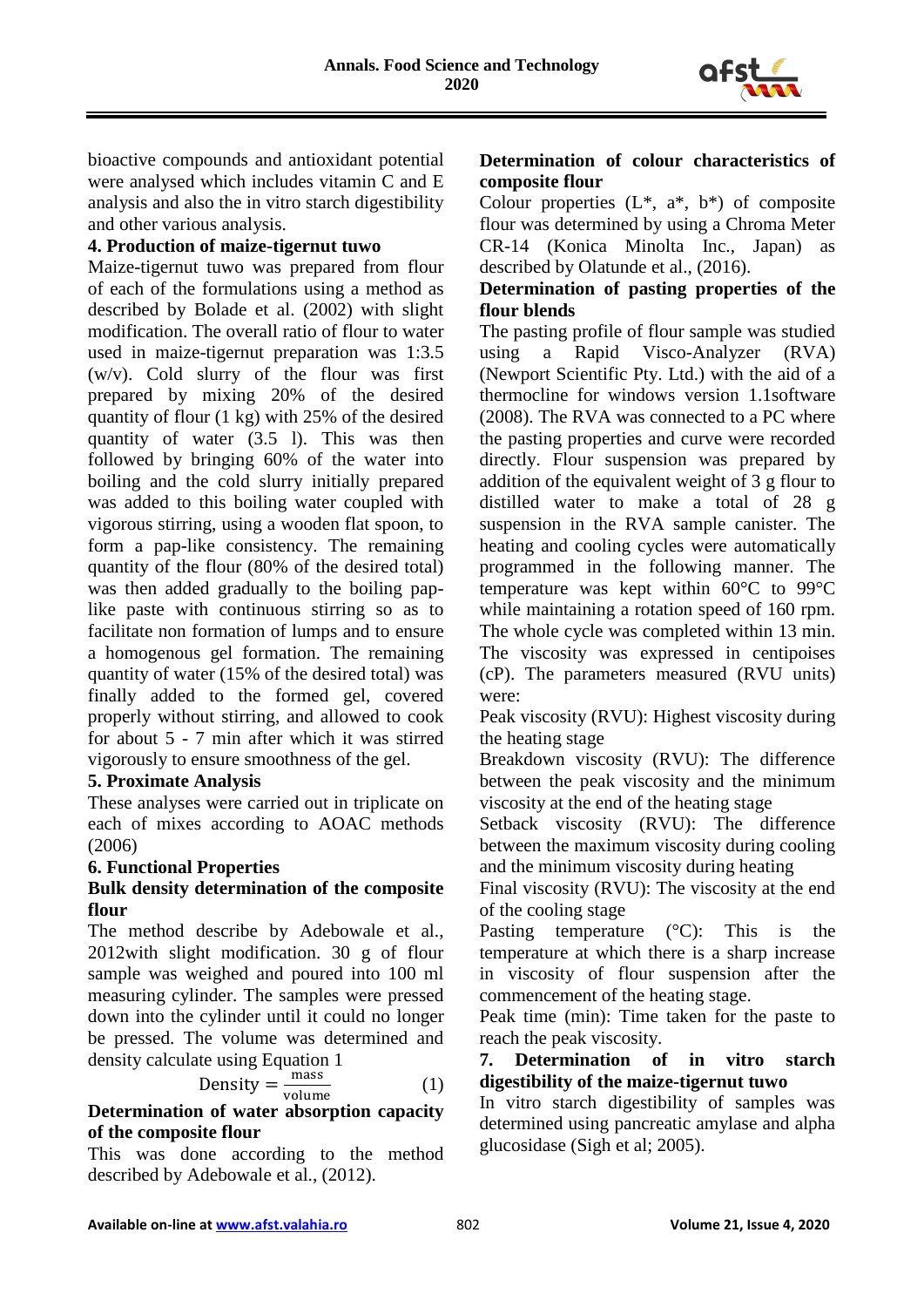bioactive compounds and antioxidant potential were analysed which includes vitamin C and E analysis and also the in vitro starch digestibility and other various analysis.

**4. Production of maize-tigernut tuwo**

Maize-tigernut tuwo was prepared from flour of each of the formulations using a method as described by Bolade et al. (2002) with slight modification. The overall ratio of flour to water used in maize-tigernut preparation was 1:3.5 (w/v). Cold slurry of the flour was first prepared by mixing 20% of the desired quantity of flour (1 kg) with 25% of the desired quantity of water (3.5 l). This was then followed by bringing 60% of the water into boiling and the cold slurry initially prepared was added to this boiling water coupled with vigorous stirring, using a wooden flat spoon, to form a pap-like consistency. The remaining quantity of the flour (80% of the desired total) was then added gradually to the boiling pap-like paste with continuous stirring so as to facilitate non formation of lumps and to ensure a homogenous gel formation. The remaining quantity of water (15% of the desired total) was finally added to the formed gel, covered properly without stirring, and allowed to cook for about 5 - 7 min after which it was stirred vigorously to ensure smoothness of the gel.

**5. Proximate Analysis**

These analyses were carried out in triplicate on each of mixes according to AOAC methods (2006)

**6. Functional Properties**

**Bulk density determination of the composite flour**

The method describe by Adebowale et al., 2012with slight modification. 30 g of flour sample was weighed and poured into 100 ml measuring cylinder. The samples were pressed down into the cylinder until it could no longer be pressed. The volume was determined and density calculate using Equation 1

$$\text{Density} = \frac{\text{mass}}{\text{volume}} \qquad (1)$$

**Determination of water absorption capacity of the composite flour**

This was done according to the method described by Adebowale et al., (2012).

**Determination of colour characteristics of composite flour**

Colour properties (L\*, a\*, b\*) of composite flour was determined by using a Chroma Meter CR-14 (Konica Minolta Inc., Japan) as described by Olatunde et al., (2016).

**Determination of pasting properties of the flour blends**

The pasting profile of flour sample was studied using a Rapid Visco-Analyzer (RVA) (Newport Scientific Pty. Ltd.) with the aid of a thermocline for windows version 1.1software (2008). The RVA was connected to a PC where the pasting properties and curve were recorded directly. Flour suspension was prepared by addition of the equivalent weight of 3 g flour to distilled water to make a total of 28 g suspension in the RVA sample canister. The heating and cooling cycles were automatically programmed in the following manner. The temperature was kept within 60°C to 99°C while maintaining a rotation speed of 160 rpm. The whole cycle was completed within 13 min. The viscosity was expressed in centipoises (cP). The parameters measured (RVU units) were:

Peak viscosity (RVU): Highest viscosity during the heating stage

Breakdown viscosity (RVU): The difference between the peak viscosity and the minimum viscosity at the end of the heating stage

Setback viscosity (RVU): The difference between the maximum viscosity during cooling and the minimum viscosity during heating

Final viscosity (RVU): The viscosity at the end of the cooling stage

Pasting temperature (°C): This is the temperature at which there is a sharp increase in viscosity of flour suspension after the commencement of the heating stage.

Peak time (min): Time taken for the paste to reach the peak viscosity.

**7. Determination of in vitro starch digestibility of the maize-tigernut tuwo**

In vitro starch digestibility of samples was determined using pancreatic amylase and alpha glucosidase (Sigh et al; 2005).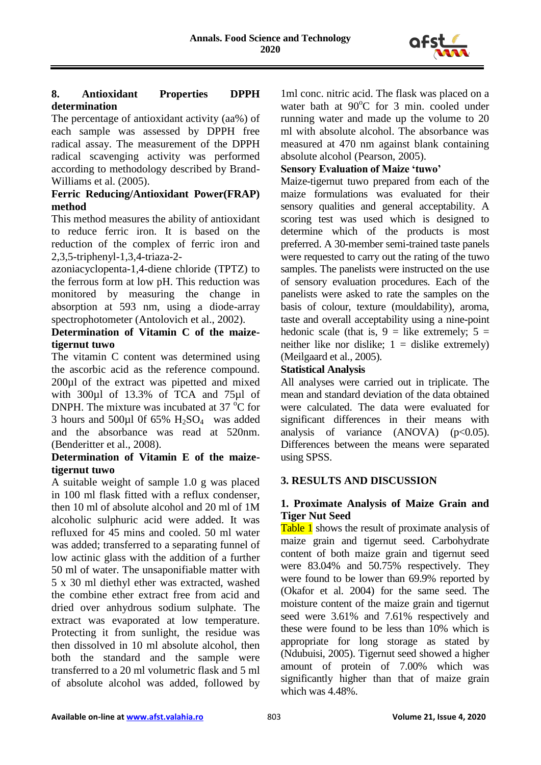#### 8. Antioxidant Properties DPPH determination

The percentage of antioxidant activity (aa%) of each sample was assessed by DPPH free radical assay. The measurement of the DPPH radical scavenging activity was performed according to methodology described by Brand-Williams et al. (2005).

#### Ferric Reducing/Antioxidant Power(FRAP) method

This method measures the ability of antioxidant to reduce ferric iron. It is based on the reduction of the complex of ferric iron and 2,3,5-triphenyl-1,3,4-triaza-2-azoniacyclopenta-1,4-diene chloride (TPTZ) to the ferrous form at low pH. This reduction was monitored by measuring the change in absorption at 593 nm, using a diode-array spectrophotometer (Antolovich et al., 2002).

#### Determination of Vitamin C of the maize-tigernut tuwo

The vitamin C content was determined using the ascorbic acid as the reference compound. 200µl of the extract was pipetted and mixed with 300µl of 13.3% of TCA and 75µl of DNPH. The mixture was incubated at 37 °C for 3 hours and 500µl 0f 65% $H_2SO_4$ was added and the absorbance was read at 520nm. (Benderitter et al., 2008).

#### Determination of Vitamin E of the maize-tigernut tuwo

A suitable weight of sample 1.0 g was placed in 100 ml flask fitted with a reflux condenser, then 10 ml of absolute alcohol and 20 ml of 1M alcoholic sulphuric acid were added. It was refluxed for 45 mins and cooled. 50 ml water was added; transferred to a separating funnel of low actinic glass with the addition of a further 50 ml of water. The unsaponifiable matter with 5 x 30 ml diethyl ether was extracted, washed the combine ether extract free from acid and dried over anhydrous sodium sulphate. The extract was evaporated at low temperature. Protecting it from sunlight, the residue was then dissolved in 10 ml absolute alcohol, then both the standard and the sample were transferred to a 20 ml volumetric flask and 5 ml of absolute alcohol was added, followed by 1ml conc. nitric acid. The flask was placed on a water bath at 90°C for 3 min. cooled under running water and made up the volume to 20 ml with absolute alcohol. The absorbance was measured at 470 nm against blank containing absolute alcohol (Pearson, 2005).

#### Sensory Evaluation of Maize 'tuwo'

Maize-tigernut tuwo prepared from each of the maize formulations was evaluated for their sensory qualities and general acceptability. A scoring test was used which is designed to determine which of the products is most preferred. A 30-member semi-trained taste panels were requested to carry out the rating of the tuwo samples. The panelists were instructed on the use of sensory evaluation procedures. Each of the panelists were asked to rate the samples on the basis of colour, texture (mouldability), aroma, taste and overall acceptability using a nine-point hedonic scale (that is, 9 = like extremely; 5 = neither like nor dislike; 1 = dislike extremely) (Meilgaard et al., 2005).

#### Statistical Analysis

All analyses were carried out in triplicate. The mean and standard deviation of the data obtained were calculated. The data were evaluated for significant differences in their means with analysis of variance (ANOVA) ($p<0.05$). Differences between the means were separated using SPSS.

## 3. RESULTS AND DISCUSSION

### 1. Proximate Analysis of Maize Grain and Tiger Nut Seed

Table 1 shows the result of proximate analysis of maize grain and tigernut seed. Carbohydrate content of both maize grain and tigernut seed were 83.04% and 50.75% respectively. They were found to be lower than 69.9% reported by (Okafor et al. 2004) for the same seed. The moisture content of the maize grain and tigernut seed were 3.61% and 7.61% respectively and these were found to be less than 10% which is appropriate for long storage as stated by (Ndubuisi, 2005). Tigernut seed showed a higher amount of protein of 7.00% which was significantly higher than that of maize grain which was 4.48%.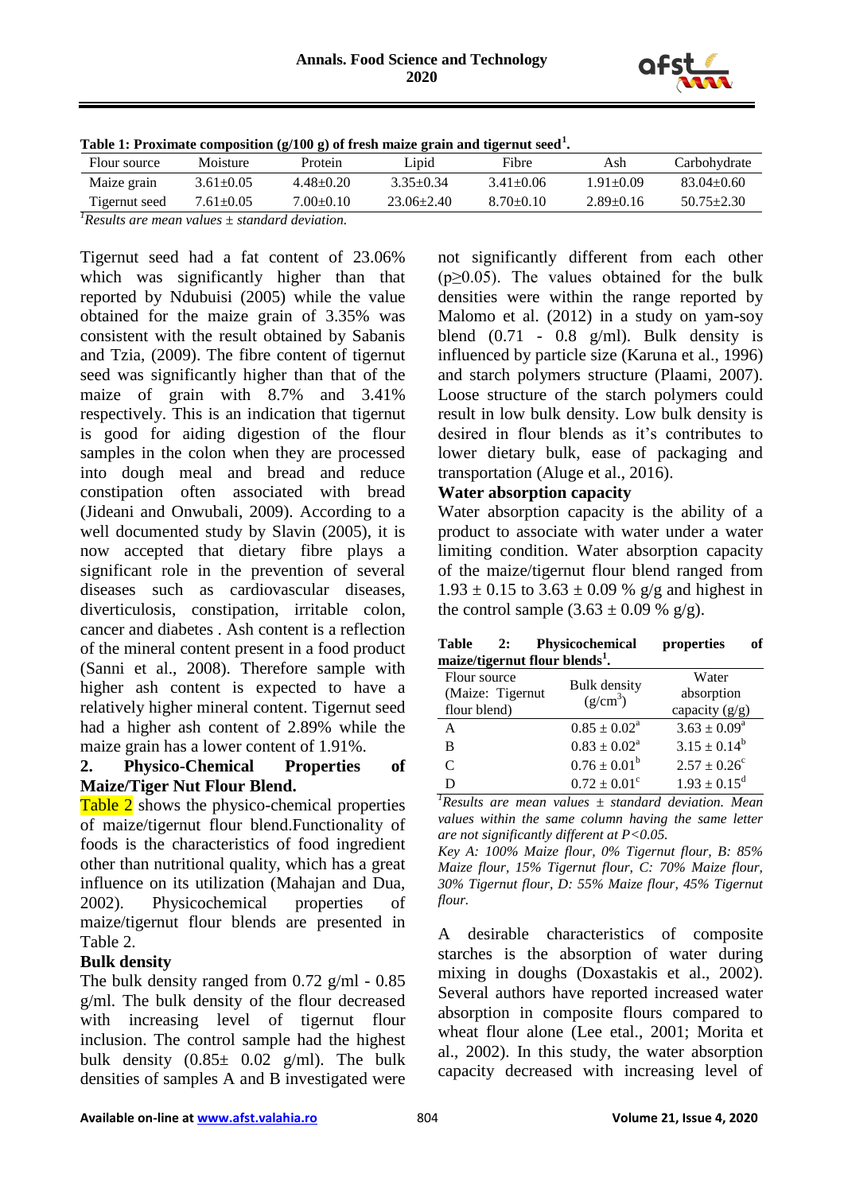**Table 1: Proximate composition (g/100 g) of fresh maize grain and tigernut seed[1].**

| Flour source | Moisture | Protein | Lipid | Fibre | Ash | Carbohydrate |
|---|---|---|---|---|---|---|
| Maize grain | 3.61±0.05 | 4.48±0.20 | 3.35±0.34 | 3.41±0.06 | 1.91±0.09 | 83.04±0.60 |
| Tigernut seed | 7.61±0.05 | 7.00±0.10 | 23.06±2.40 | 8.70±0.10 | 2.89±0.16 | 50.75±2.30 |

*[1]Results are mean values ± standard deviation.*

Tigernut seed had a fat content of 23.06% which was significantly higher than that reported by Ndubuisi (2005) while the value obtained for the maize grain of 3.35% was consistent with the result obtained by Sabanis and Tzia, (2009). The fibre content of tigernut seed was significantly higher than that of the maize of grain with 8.7% and 3.41% respectively. This is an indication that tigernut is good for aiding digestion of the flour samples in the colon when they are processed into dough meal and bread and reduce constipation often associated with bread (Jideani and Onwubali, 2009). According to a well documented study by Slavin (2005), it is now accepted that dietary fibre plays a significant role in the prevention of several diseases such as cardiovascular diseases, diverticulosis, constipation, irritable colon, cancer and diabetes . Ash content is a reflection of the mineral content present in a food product (Sanni et al., 2008). Therefore sample with higher ash content is expected to have a relatively higher mineral content. Tigernut seed had a higher ash content of 2.89% while the maize grain has a lower content of 1.91%.

## 2. Physico-Chemical Properties of Maize/Tiger Nut Flour Blend.

Table 2 shows the physico-chemical properties of maize/tigernut flour blend.Functionality of foods is the characteristics of food ingredient other than nutritional quality, which has a great influence on its utilization (Mahajan and Dua, 2002). Physicochemical properties of maize/tigernut flour blends are presented in Table 2.

**Bulk density**

The bulk density ranged from 0.72 g/ml - 0.85 g/ml. The bulk density of the flour decreased with increasing level of tigernut flour inclusion. The control sample had the highest bulk density (0.85± 0.02 g/ml). The bulk densities of samples A and B investigated were not significantly different from each other ($p \geq 0.05$). The values obtained for the bulk densities were within the range reported by Malomo et al. (2012) in a study on yam-soy blend (0.71 - 0.8 g/ml). Bulk density is influenced by particle size (Karuna et al., 1996) and starch polymers structure (Plaami, 2007). Loose structure of the starch polymers could result in low bulk density. Low bulk density is desired in flour blends as it's contributes to lower dietary bulk, ease of packaging and transportation (Aluge et al., 2016).

**Water absorption capacity**

Water absorption capacity is the ability of a product to associate with water under a water limiting condition. Water absorption capacity of the maize/tigernut flour blend ranged from 1.93 ± 0.15 to 3.63 ± 0.09 % g/g and highest in the control sample (3.63 ± 0.09 % g/g).

**Table 2: Physicochemical properties of maize/tigernut flour blends[1].**

| Flour source (Maize: Tigernut flour blend) | Bulk density ($g/cm^3$) | Water absorption capacity (g/g) |
|---|---|---|
| A | $0.85 \pm 0.02^a$ | $3.63 \pm 0.09^a$ |
| B | $0.83 \pm 0.02^a$ | $3.15 \pm 0.14^b$ |
| C | $0.76 \pm 0.01^b$ | $2.57 \pm 0.26^c$ |
| D | $0.72 \pm 0.01^c$ | $1.93 \pm 0.15^d$ |

*[1]Results are mean values ± standard deviation. Mean values within the same column having the same letter are not significantly different at P<0.05.*

*Key A: 100% Maize flour, 0% Tigernut flour, B: 85% Maize flour, 15% Tigernut flour, C: 70% Maize flour, 30% Tigernut flour, D: 55% Maize flour, 45% Tigernut flour.*

A desirable characteristics of composite starches is the absorption of water during mixing in doughs (Doxastakis et al., 2002). Several authors have reported increased water absorption in composite flours compared to wheat flour alone (Lee etal., 2001; Morita et al., 2002). In this study, the water absorption capacity decreased with increasing level of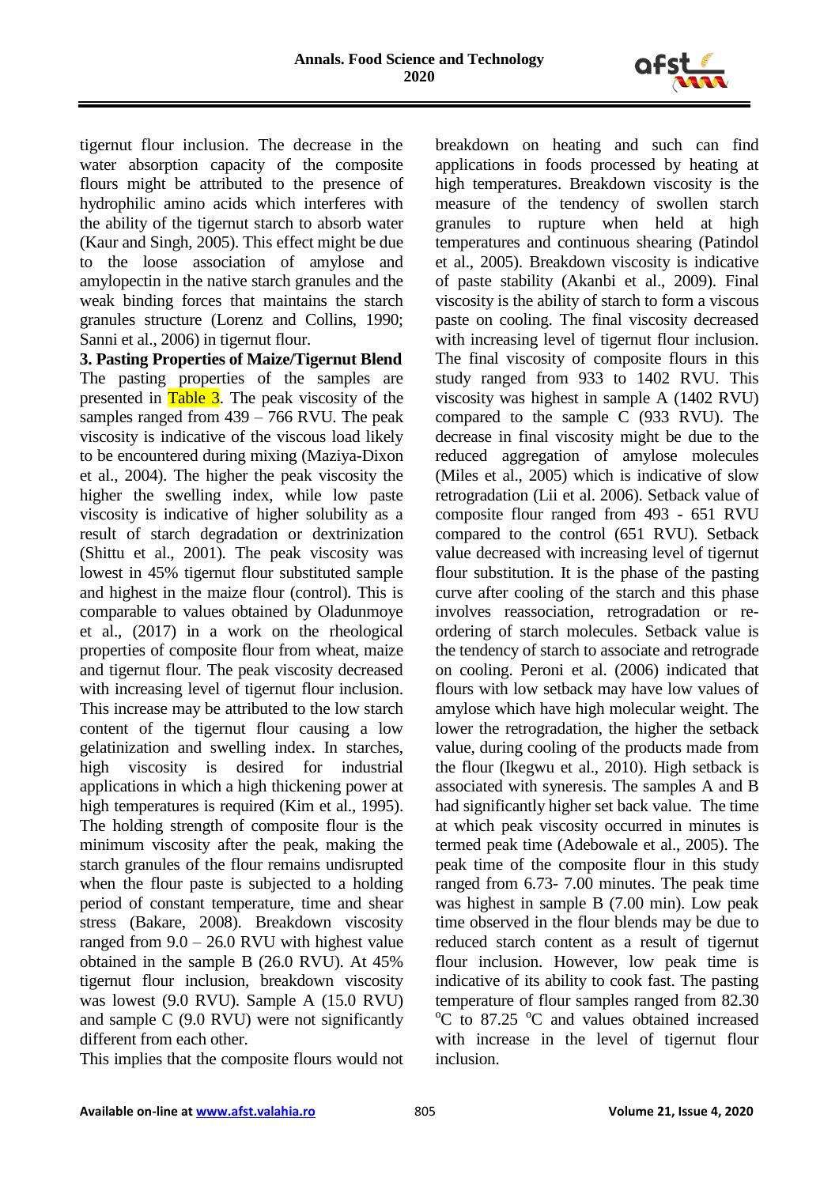tigernut flour inclusion. The decrease in the water absorption capacity of the composite flours might be attributed to the presence of hydrophilic amino acids which interferes with the ability of the tigernut starch to absorb water (Kaur and Singh, 2005). This effect might be due to the loose association of amylose and amylopectin in the native starch granules and the weak binding forces that maintains the starch granules structure (Lorenz and Collins, 1990; Sanni et al., 2006) in tigernut flour.

**3. Pasting Properties of Maize/Tigernut Blend**

The pasting properties of the samples are presented in Table 3. The peak viscosity of the samples ranged from 439 – 766 RVU. The peak viscosity is indicative of the viscous load likely to be encountered during mixing (Maziya-Dixon et al., 2004). The higher the peak viscosity the higher the swelling index, while low paste viscosity is indicative of higher solubility as a result of starch degradation or dextrinization (Shittu et al., 2001). The peak viscosity was lowest in 45% tigernut flour substituted sample and highest in the maize flour (control). This is comparable to values obtained by Oladunmoye et al., (2017) in a work on the rheological properties of composite flour from wheat, maize and tigernut flour. The peak viscosity decreased with increasing level of tigernut flour inclusion. This increase may be attributed to the low starch content of the tigernut flour causing a low gelatinization and swelling index. In starches, high viscosity is desired for industrial applications in which a high thickening power at high temperatures is required (Kim et al., 1995). The holding strength of composite flour is the minimum viscosity after the peak, making the starch granules of the flour remains undisrupted when the flour paste is subjected to a holding period of constant temperature, time and shear stress (Bakare, 2008). Breakdown viscosity ranged from 9.0 – 26.0 RVU with highest value obtained in the sample B (26.0 RVU). At 45% tigernut flour inclusion, breakdown viscosity was lowest (9.0 RVU). Sample A (15.0 RVU) and sample C (9.0 RVU) were not significantly different from each other.

This implies that the composite flours would not breakdown on heating and such can find applications in foods processed by heating at high temperatures. Breakdown viscosity is the measure of the tendency of swollen starch granules to rupture when held at high temperatures and continuous shearing (Patindol et al., 2005). Breakdown viscosity is indicative of paste stability (Akanbi et al., 2009). Final viscosity is the ability of starch to form a viscous paste on cooling. The final viscosity decreased with increasing level of tigernut flour inclusion. The final viscosity of composite flours in this study ranged from 933 to 1402 RVU. This viscosity was highest in sample A (1402 RVU) compared to the sample C (933 RVU). The decrease in final viscosity might be due to the reduced aggregation of amylose molecules (Miles et al., 2005) which is indicative of slow retrogradation (Lii et al. 2006). Setback value of composite flour ranged from 493 - 651 RVU compared to the control (651 RVU). Setback value decreased with increasing level of tigernut flour substitution. It is the phase of the pasting curve after cooling of the starch and this phase involves reassociation, retrogradation or re-ordering of starch molecules. Setback value is the tendency of starch to associate and retrograde on cooling. Peroni et al. (2006) indicated that flours with low setback may have low values of amylose which have high molecular weight. The lower the retrogradation, the higher the setback value, during cooling of the products made from the flour (Ikegwu et al., 2010). High setback is associated with syneresis. The samples A and B had significantly higher set back value. The time at which peak viscosity occurred in minutes is termed peak time (Adebowale et al., 2005). The peak time of the composite flour in this study ranged from 6.73- 7.00 minutes. The peak time was highest in sample B (7.00 min). Low peak time observed in the flour blends may be due to reduced starch content as a result of tigernut flour inclusion. However, low peak time is indicative of its ability to cook fast. The pasting temperature of flour samples ranged from 82.30 °C to 87.25 °C and values obtained increased with increase in the level of tigernut flour inclusion.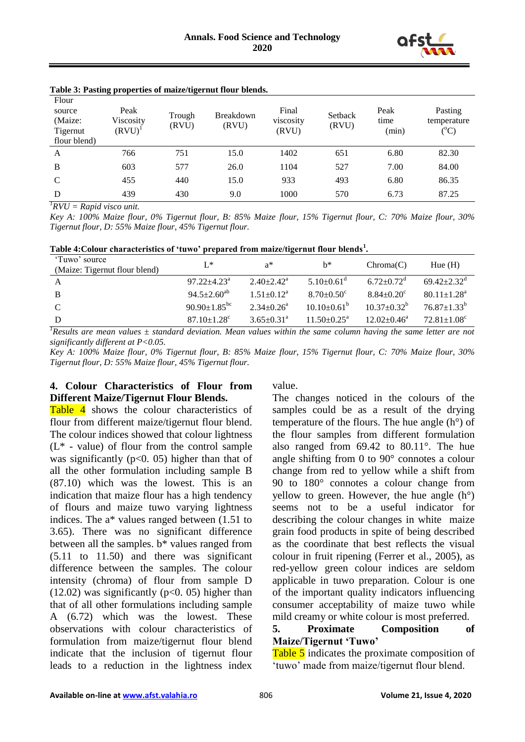**Table 3: Pasting properties of maize/tigernut flour blends.**

| Flour source (Maize: Tigernut flour blend) | Peak Viscosity (RVU)[1] | Trough (RVU) | Breakdown (RVU) | Final viscosity (RVU) | Setback (RVU) | Peak time (min) | Pasting temperature (°C) |
|---|---|---|---|---|---|---|---|
| A | 766 | 751 | 15.0 | 1402 | 651 | 6.80 | 82.30 |
| B | 603 | 577 | 26.0 | 1104 | 527 | 7.00 | 84.00 |
| C | 455 | 440 | 15.0 | 933 | 493 | 6.80 | 86.35 |
| D | 439 | 430 | 9.0 | 1000 | 570 | 6.73 | 87.25 |

[1]*RVU = Rapid visco unit.*

*Key A: 100% Maize flour, 0% Tigernut flour, B: 85% Maize flour, 15% Tigernut flour, C: 70% Maize flour, 30% Tigernut flour, D: 55% Maize flour, 45% Tigernut flour.*

**Table 4:Colour characteristics of 'tuwo' prepared from maize/tigernut flour blends[1].**

| 'Tuwo' source (Maize: Tigernut flour blend) | L* | a* | b* | Chroma(C) | Hue (H) |
|---|---|---|---|---|---|
| A | $97.22{\pm}4.23^{a}$ | $2.40{\pm}2.42^{a}$ | $5.10{\pm}0.61^{d}$ | $6.72{\pm}0.72^{d}$ | $69.42{\pm}2.32^{d}$ |
| B | $94.5{\pm}2.60^{ab}$ | $1.51{\pm}0.12^{a}$ | $8.70{\pm}0.50^{c}$ | $8.84{\pm}0.20^{c}$ | $80.11{\pm}1.28^{a}$ |
| C | $90.90{\pm}1.85^{bc}$ | $2.34{\pm}0.26^{a}$ | $10.10{\pm}0.61^{b}$ | $10.37{\pm}0.32^{b}$ | $76.87{\pm}1.33^{b}$ |
| D | $87.10{\pm}1.28^{c}$ | $3.65{\pm}0.31^{a}$ | $11.50{\pm}0.25^{a}$ | $12.02{\pm}0.46^{a}$ | $72.81{\pm}1.08^{c}$ |

[1]*Results are mean values ± standard deviation. Mean values within the same column having the same letter are not significantly different at P<0.05.*

*Key A: 100% Maize flour, 0% Tigernut flour, B: 85% Maize flour, 15% Tigernut flour, C: 70% Maize flour, 30% Tigernut flour, D: 55% Maize flour, 45% Tigernut flour.*

### 4. Colour Characteristics of Flour from Different Maize/Tigernut Flour Blends.

Table 4 shows the colour characteristics of flour from different maize/tigernut flour blend. The colour indices showed that colour lightness (L* - value) of flour from the control sample was significantly ($p<0.05$) higher than that of all the other formulation including sample B (87.10) which was the lowest. This is an indication that maize flour has a high tendency of flours and maize tuwo varying lightness indices. The a* values ranged between (1.51 to 3.65). There was no significant difference between all the samples. b* values ranged from (5.11 to 11.50) and there was significant difference between the samples. The colour intensity (chroma) of flour from sample D (12.02) was significantly ($p<0.05$) higher than that of all other formulations including sample A (6.72) which was the lowest. These observations with colour characteristics of formulation from maize/tigernut flour blend indicate that the inclusion of tigernut flour leads to a reduction in the lightness index value.

The changes noticed in the colours of the samples could be as a result of the drying temperature of the flours. The hue angle (h°) of the flour samples from different formulation also ranged from 69.42 to 80.11°. The hue angle shifting from 0 to 90° connotes a colour change from red to yellow while a shift from 90 to 180° connotes a colour change from yellow to green. However, the hue angle (h°) seems not to be a useful indicator for describing the colour changes in white maize grain food products in spite of being described as the coordinate that best reflects the visual colour in fruit ripening (Ferrer et al., 2005), as red-yellow green colour indices are seldom applicable in tuwo preparation. Colour is one of the important quality indicators influencing consumer acceptability of maize tuwo while mild creamy or white colour is most preferred.

### 5. Proximate Composition of Maize/Tigernut 'Tuwo'

Table 5 indicates the proximate composition of 'tuwo' made from maize/tigernut flour blend.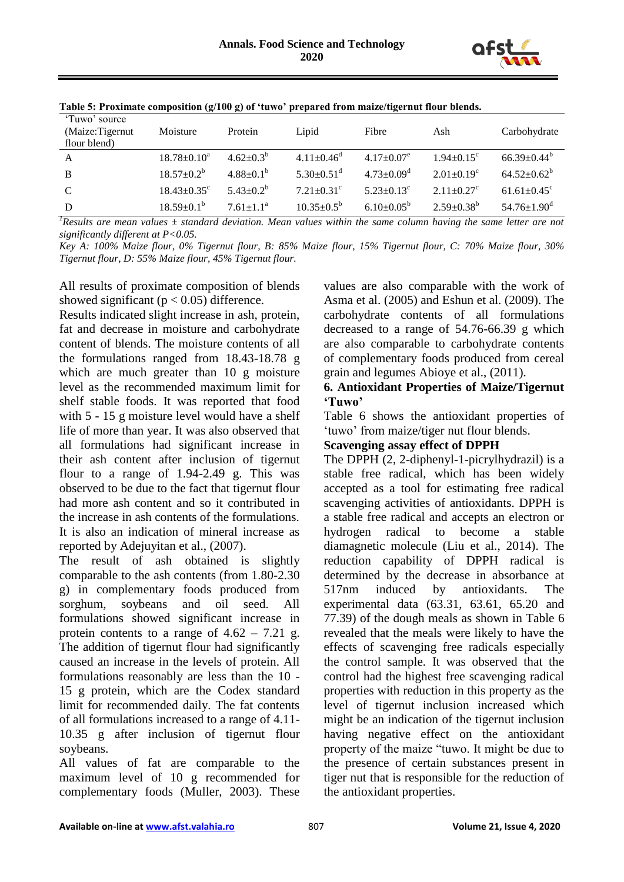**Table 5: Proximate composition (g/100 g) of 'tuwo' prepared from maize/tigernut flour blends.**

| 'Tuwo' source (Maize:Tigernut flour blend) | Moisture | Protein | Lipid | Fibre | Ash | Carbohydrate |
|---|---|---|---|---|---|---|
| A | 18.78±0.10[a] | 4.62±0.3[b] | 4.11±0.46[d] | 4.17±0.07[e] | 1.94±0.15[c] | 66.39±0.44[b] |
| B | 18.57±0.2[b] | 4.88±0.1[b] | 5.30±0.51[d] | 4.73±0.09[d] | 2.01±0.19[c] | 64.52±0.62[b] |
| C | 18.43±0.35[c] | 5.43±0.2[b] | 7.21±0.31[c] | 5.23±0.13[c] | 2.11±0.27[c] | 61.61±0.45[c] |
| D | 18.59±0.1[b] | 7.61±1.1[a] | 10.35±0.5[b] | 6.10±0.05[b] | 2.59±0.38[b] | 54.76±1.90[d] |

*[1]Results are mean values ± standard deviation. Mean values within the same column having the same letter are not significantly different at P<0.05.*

*Key A: 100% Maize flour, 0% Tigernut flour, B: 85% Maize flour, 15% Tigernut flour, C: 70% Maize flour, 30% Tigernut flour, D: 55% Maize flour, 45% Tigernut flour.*

All results of proximate composition of blends showed significant ($p < 0.05$) difference.
Results indicated slight increase in ash, protein, fat and decrease in moisture and carbohydrate content of blends. The moisture contents of all the formulations ranged from 18.43-18.78 g which are much greater than 10 g moisture level as the recommended maximum limit for shelf stable foods. It was reported that food with 5 - 15 g moisture level would have a shelf life of more than year. It was also observed that all formulations had significant increase in their ash content after inclusion of tigernut flour to a range of 1.94-2.49 g. This was observed to be due to the fact that tigernut flour had more ash content and so it contributed in the increase in ash contents of the formulations. It is also an indication of mineral increase as reported by Adejuyitan et al., (2007).

The result of ash obtained is slightly comparable to the ash contents (from 1.80-2.30 g) in complementary foods produced from sorghum, soybeans and oil seed. All formulations showed significant increase in protein contents to a range of 4.62 – 7.21 g. The addition of tigernut flour had significantly caused an increase in the levels of protein. All formulations reasonably are less than the 10 - 15 g protein, which are the Codex standard limit for recommended daily. The fat contents of all formulations increased to a range of 4.11-10.35 g after inclusion of tigernut flour soybeans.

All values of fat are comparable to the maximum level of 10 g recommended for complementary foods (Muller, 2003). These values are also comparable with the work of Asma et al. (2005) and Eshun et al. (2009). The carbohydrate contents of all formulations decreased to a range of 54.76-66.39 g which are also comparable to carbohydrate contents of complementary foods produced from cereal grain and legumes Abioye et al., (2011).

## 6. Antioxidant Properties of Maize/Tigernut 'Tuwo'

Table 6 shows the antioxidant properties of 'tuwo' from maize/tiger nut flour blends.

**Scavenging assay effect of DPPH**

The DPPH (2, 2-diphenyl-1-picrylhydrazil) is a stable free radical, which has been widely accepted as a tool for estimating free radical scavenging activities of antioxidants. DPPH is a stable free radical and accepts an electron or hydrogen radical to become a stable diamagnetic molecule (Liu et al., 2014). The reduction capability of DPPH radical is determined by the decrease in absorbance at 517nm induced by antioxidants. The experimental data (63.31, 63.61, 65.20 and 77.39) of the dough meals as shown in Table 6 revealed that the meals were likely to have the effects of scavenging free radicals especially the control sample. It was observed that the control had the highest free scavenging radical properties with reduction in this property as the level of tigernut inclusion increased which might be an indication of the tigernut inclusion having negative effect on the antioxidant property of the maize "tuwo. It might be due to the presence of certain substances present in tiger nut that is responsible for the reduction of the antioxidant properties.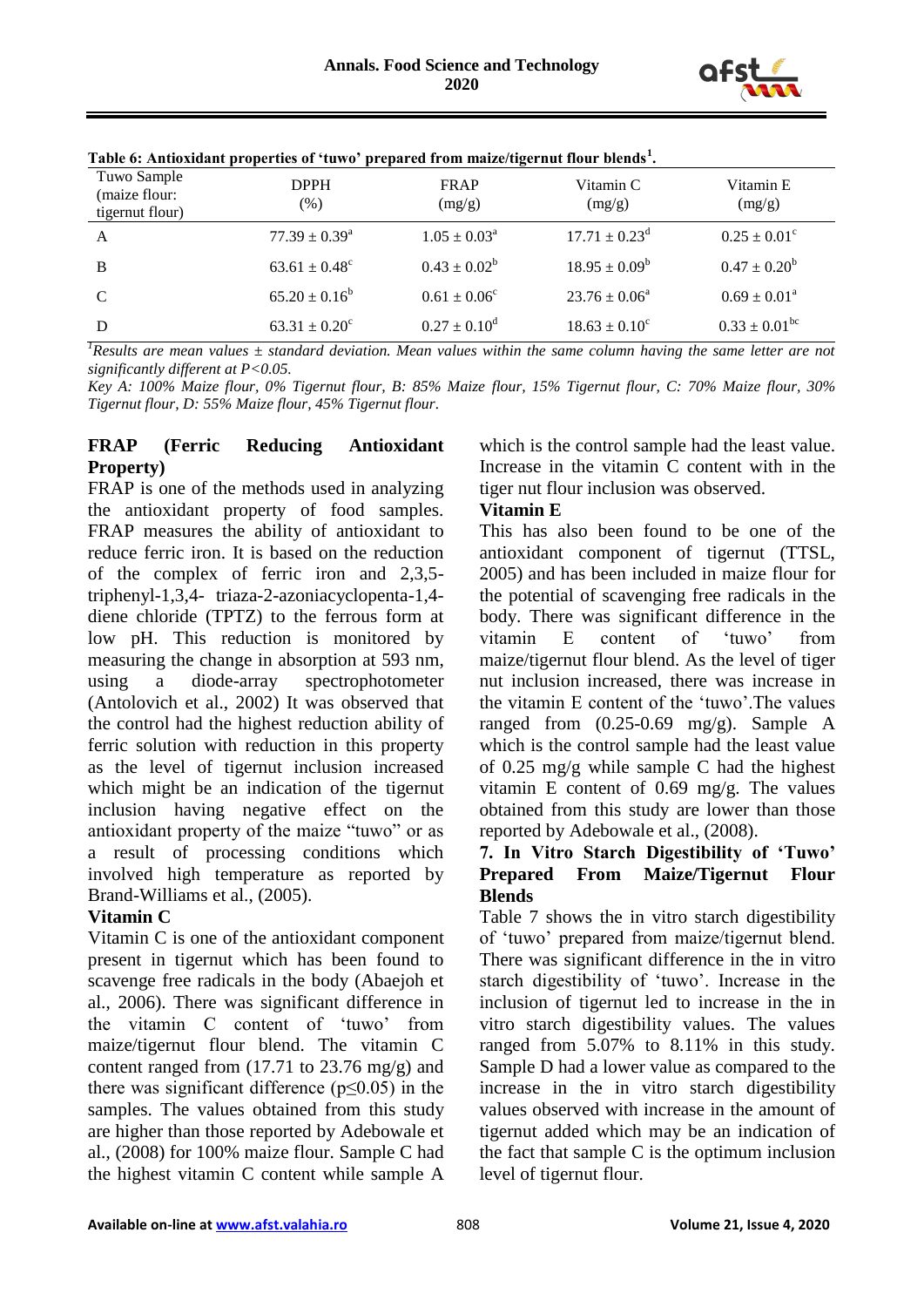**Table 6: Antioxidant properties of 'tuwo' prepared from maize/tigernut flour blends[1].**

| Tuwo Sample (maize flour: tigernut flour) | DPPH (%) | FRAP (mg/g) | Vitamin C (mg/g) | Vitamin E (mg/g) |
|---|---|---|---|---|
| A | $77.39 \pm 0.39^{a}$ | $1.05 \pm 0.03^{a}$ | $17.71 \pm 0.23^{d}$ | $0.25 \pm 0.01^{c}$ |
| B | $63.61 \pm 0.48^{c}$ | $0.43 \pm 0.02^{b}$ | $18.95 \pm 0.09^{b}$ | $0.47 \pm 0.20^{b}$ |
| C | $65.20 \pm 0.16^{b}$ | $0.61 \pm 0.06^{c}$ | $23.76 \pm 0.06^{a}$ | $0.69 \pm 0.01^{a}$ |
| D | $63.31 \pm 0.20^{c}$ | $0.27 \pm 0.10^{d}$ | $18.63 \pm 0.10^{c}$ | $0.33 \pm 0.01^{bc}$ |

*[1]Results are mean values ± standard deviation. Mean values within the same column having the same letter are not significantly different at P<0.05.*

*Key A: 100% Maize flour, 0% Tigernut flour, B: 85% Maize flour, 15% Tigernut flour, C: 70% Maize flour, 30% Tigernut flour, D: 55% Maize flour, 45% Tigernut flour.*

**FRAP (Ferric Reducing Antioxidant Property)**

FRAP is one of the methods used in analyzing the antioxidant property of food samples. FRAP measures the ability of antioxidant to reduce ferric iron. It is based on the reduction of the complex of ferric iron and 2,3,5-triphenyl-1,3,4- triaza-2-azoniacyclopenta-1,4-diene chloride (TPTZ) to the ferrous form at low pH. This reduction is monitored by measuring the change in absorption at 593 nm, using a diode-array spectrophotometer (Antolovich et al., 2002) It was observed that the control had the highest reduction ability of ferric solution with reduction in this property as the level of tigernut inclusion increased which might be an indication of the tigernut inclusion having negative effect on the antioxidant property of the maize "tuwo" or as a result of processing conditions which involved high temperature as reported by Brand-Williams et al., (2005).

**Vitamin C**

Vitamin C is one of the antioxidant component present in tigernut which has been found to scavenge free radicals in the body (Abaejoh et al., 2006). There was significant difference in the vitamin C content of 'tuwo' from maize/tigernut flour blend. The vitamin C content ranged from (17.71 to 23.76 mg/g) and there was significant difference ($p \leq 0.05$) in the samples. The values obtained from this study are higher than those reported by Adebowale et al., (2008) for 100% maize flour. Sample C had the highest vitamin C content while sample A which is the control sample had the least value. Increase in the vitamin C content with in the tiger nut flour inclusion was observed.

**Vitamin E**

This has also been found to be one of the antioxidant component of tigernut (TTSL, 2005) and has been included in maize flour for the potential of scavenging free radicals in the body. There was significant difference in the vitamin E content of 'tuwo' from maize/tigernut flour blend. As the level of tiger nut inclusion increased, there was increase in the vitamin E content of the 'tuwo'.The values ranged from (0.25-0.69 mg/g). Sample A which is the control sample had the least value of 0.25 mg/g while sample C had the highest vitamin E content of 0.69 mg/g. The values obtained from this study are lower than those reported by Adebowale et al., (2008).

## 7. In Vitro Starch Digestibility of 'Tuwo' Prepared From Maize/Tigernut Flour Blends

Table 7 shows the in vitro starch digestibility of 'tuwo' prepared from maize/tigernut blend. There was significant difference in the in vitro starch digestibility of 'tuwo'. Increase in the inclusion of tigernut led to increase in the in vitro starch digestibility values. The values ranged from 5.07% to 8.11% in this study. Sample D had a lower value as compared to the increase in the in vitro starch digestibility values observed with increase in the amount of tigernut added which may be an indication of the fact that sample C is the optimum inclusion level of tigernut flour.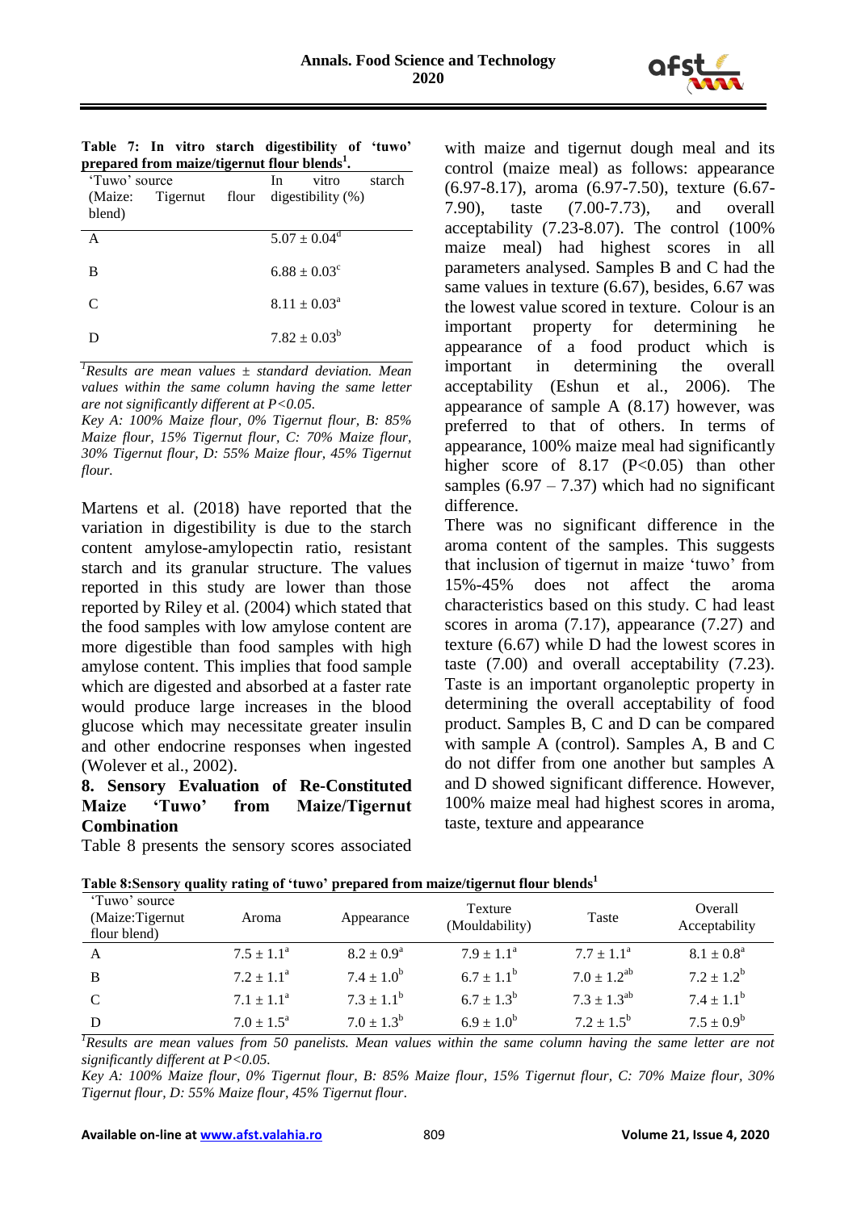**Table 7: In vitro starch digestibility of 'tuwo' prepared from maize/tigernut flour blends[1].**

| 'Tuwo' source (Maize: Tigernut flour blend) | In vitro starch digestibility (%) |
|---|---|
| A | $5.07 \pm 0.04^{d}$ |
| B | $6.88 \pm 0.03^{c}$ |
| C | $8.11 \pm 0.03^{a}$ |
| D | $7.82 \pm 0.03^{b}$ |

*[1]Results are mean values ± standard deviation. Mean values within the same column having the same letter are not significantly different at P<0.05.*

*Key A: 100% Maize flour, 0% Tigernut flour, B: 85% Maize flour, 15% Tigernut flour, C: 70% Maize flour, 30% Tigernut flour, D: 55% Maize flour, 45% Tigernut flour.*

Martens et al. (2018) have reported that the variation in digestibility is due to the starch content amylose-amylopectin ratio, resistant starch and its granular structure. The values reported in this study are lower than those reported by Riley et al. (2004) which stated that the food samples with low amylose content are more digestible than food samples with high amylose content. This implies that food sample which are digested and absorbed at a faster rate would produce large increases in the blood glucose which may necessitate greater insulin and other endocrine responses when ingested (Wolever et al., 2002).

## 8. Sensory Evaluation of Re-Constituted Maize 'Tuwo' from Maize/Tigernut Combination

Table 8 presents the sensory scores associated with maize and tigernut dough meal and its control (maize meal) as follows: appearance (6.97-8.17), aroma (6.97-7.50), texture (6.67-7.90), taste (7.00-7.73), and overall acceptability (7.23-8.07). The control (100% maize meal) had highest scores in all parameters analysed. Samples B and C had the same values in texture (6.67), besides, 6.67 was the lowest value scored in texture. Colour is an important property for determining he appearance of a food product which is important in determining the overall acceptability (Eshun et al., 2006). The appearance of sample A (8.17) however, was preferred to that of others. In terms of appearance, 100% maize meal had significantly higher score of 8.17 ($P<0.05$) than other samples (6.97 – 7.37) which had no significant difference.

There was no significant difference in the aroma content of the samples. This suggests that inclusion of tigernut in maize 'tuwo' from 15%-45% does not affect the aroma characteristics based on this study. C had least scores in aroma (7.17), appearance (7.27) and texture (6.67) while D had the lowest scores in taste (7.00) and overall acceptability (7.23). Taste is an important organoleptic property in determining the overall acceptability of food product. Samples B, C and D can be compared with sample A (control). Samples A, B and C do not differ from one another but samples A and D showed significant difference. However, 100% maize meal had highest scores in aroma, taste, texture and appearance

**Table 8:Sensory quality rating of 'tuwo' prepared from maize/tigernut flour blends[1]**

| 'Tuwo' source (Maize:Tigernut flour blend) | Aroma | Appearance | Texture (Mouldability) | Taste | Overall Acceptability |
|---|---|---|---|---|---|
| A | $7.5 \pm 1.1^{a}$ | $8.2 \pm 0.9^{a}$ | $7.9 \pm 1.1^{a}$ | $7.7 \pm 1.1^{a}$ | $8.1 \pm 0.8^{a}$ |
| B | $7.2 \pm 1.1^{a}$ | $7.4 \pm 1.0^{b}$ | $6.7 \pm 1.1^{b}$ | $7.0 \pm 1.2^{ab}$ | $7.2 \pm 1.2^{b}$ |
| C | $7.1 \pm 1.1^{a}$ | $7.3 \pm 1.1^{b}$ | $6.7 \pm 1.3^{b}$ | $7.3 \pm 1.3^{ab}$ | $7.4 \pm 1.1^{b}$ |
| D | $7.0 \pm 1.5^{a}$ | $7.0 \pm 1.3^{b}$ | $6.9 \pm 1.0^{b}$ | $7.2 \pm 1.5^{b}$ | $7.5 \pm 0.9^{b}$ |

*[1]Results are mean values from 50 panelists. Mean values within the same column having the same letter are not significantly different at P<0.05.*

*Key A: 100% Maize flour, 0% Tigernut flour, B: 85% Maize flour, 15% Tigernut flour, C: 70% Maize flour, 30% Tigernut flour, D: 55% Maize flour, 45% Tigernut flour.*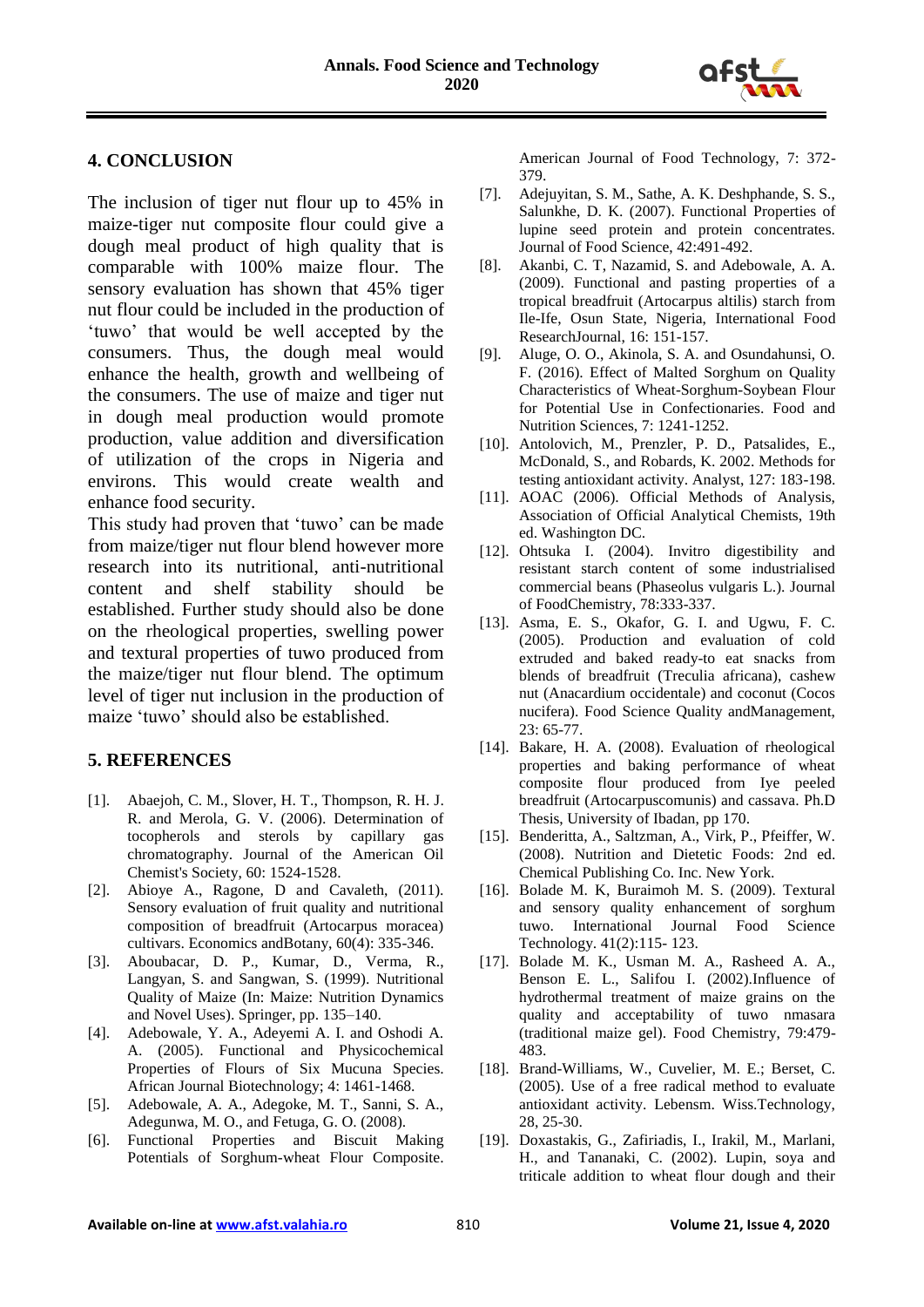## 4. CONCLUSION

The inclusion of tiger nut flour up to 45% in maize-tiger nut composite flour could give a dough meal product of high quality that is comparable with 100% maize flour. The sensory evaluation has shown that 45% tiger nut flour could be included in the production of 'tuwo' that would be well accepted by the consumers. Thus, the dough meal would enhance the health, growth and wellbeing of the consumers. The use of maize and tiger nut in dough meal production would promote production, value addition and diversification of utilization of the crops in Nigeria and environs. This would create wealth and enhance food security.

This study had proven that 'tuwo' can be made from maize/tiger nut flour blend however more research into its nutritional, anti-nutritional content and shelf stability should be established. Further study should also be done on the rheological properties, swelling power and textural properties of tuwo produced from the maize/tiger nut flour blend. The optimum level of tiger nut inclusion in the production of maize 'tuwo' should also be established.

## 5. REFERENCES

[1]. Abaejoh, C. M., Slover, H. T., Thompson, R. H. J. R. and Merola, G. V. (2006). Determination of tocopherols and sterols by capillary gas chromatography. Journal of the American Oil Chemist's Society, 60: 1524-1528.

[2]. Abioye A., Ragone, D and Cavaleth, (2011). Sensory evaluation of fruit quality and nutritional composition of breadfruit (Artocarpus moracea) cultivars. Economics andBotany, 60(4): 335-346.

[3]. Aboubacar, D. P., Kumar, D., Verma, R., Langyan, S. and Sangwan, S. (1999). Nutritional Quality of Maize (In: Maize: Nutrition Dynamics and Novel Uses). Springer, pp. 135–140.

[4]. Adebowale, Y. A., Adeyemi A. I. and Oshodi A. A. (2005). Functional and Physicochemical Properties of Flours of Six Mucuna Species. African Journal Biotechnology; 4: 1461-1468.

[5]. Adebowale, A. A., Adegoke, M. T., Sanni, S. A., Adegunwa, M. O., and Fetuga, G. O. (2008).

[6]. Functional Properties and Biscuit Making Potentials of Sorghum-wheat Flour Composite. American Journal of Food Technology, 7: 372-379.

[7]. Adejuyitan, S. M., Sathe, A. K. Deshphande, S. S., Salunkhe, D. K. (2007). Functional Properties of lupine seed protein and protein concentrates. Journal of Food Science, 42:491-492.

[8]. Akanbi, C. T, Nazamid, S. and Adebowale, A. A. (2009). Functional and pasting properties of a tropical breadfruit (Artocarpus altilis) starch from Ile-Ife, Osun State, Nigeria, International Food ResearchJournal, 16: 151-157.

[9]. Aluge, O. O., Akinola, S. A. and Osundahunsi, O. F. (2016). Effect of Malted Sorghum on Quality Characteristics of Wheat-Sorghum-Soybean Flour for Potential Use in Confectionaries. Food and Nutrition Sciences, 7: 1241-1252.

[10]. Antolovich, M., Prenzler, P. D., Patsalides, E., McDonald, S., and Robards, K. 2002. Methods for testing antioxidant activity. Analyst, 127: 183-198.

[11]. AOAC (2006). Official Methods of Analysis, Association of Official Analytical Chemists, 19th ed. Washington DC.

[12]. Ohtsuka I. (2004). Invitro digestibility and resistant starch content of some industrialised commercial beans (Phaseolus vulgaris L.). Journal of FoodChemistry, 78:333-337.

[13]. Asma, E. S., Okafor, G. I. and Ugwu, F. C. (2005). Production and evaluation of cold extruded and baked ready-to eat snacks from blends of breadfruit (Treculia africana), cashew nut (Anacardium occidentale) and coconut (Cocos nucifera). Food Science Quality andManagement, 23: 65-77.

[14]. Bakare, H. A. (2008). Evaluation of rheological properties and baking performance of wheat composite flour produced from Iye peeled breadfruit (Artocarpuscomunis) and cassava. Ph.D Thesis, University of Ibadan, pp 170.

[15]. Benderitta, A., Saltzman, A., Virk, P., Pfeiffer, W. (2008). Nutrition and Dietetic Foods: 2nd ed. Chemical Publishing Co. Inc. New York.

[16]. Bolade M. K, Buraimoh M. S. (2009). Textural and sensory quality enhancement of sorghum tuwo. International Journal Food Science Technology. 41(2):115- 123.

[17]. Bolade M. K., Usman M. A., Rasheed A. A., Benson E. L., Salifou I. (2002).Influence of hydrothermal treatment of maize grains on the quality and acceptability of tuwo nmasara (traditional maize gel). Food Chemistry, 79:479-483.

[18]. Brand-Williams, W., Cuvelier, M. E.; Berset, C. (2005). Use of a free radical method to evaluate antioxidant activity. Lebensm. Wiss.Technology, 28, 25-30.

[19]. Doxastakis, G., Zafiriadis, I., Irakil, M., Marlani, H., and Tananaki, C. (2002). Lupin, soya and triticale addition to wheat flour dough and their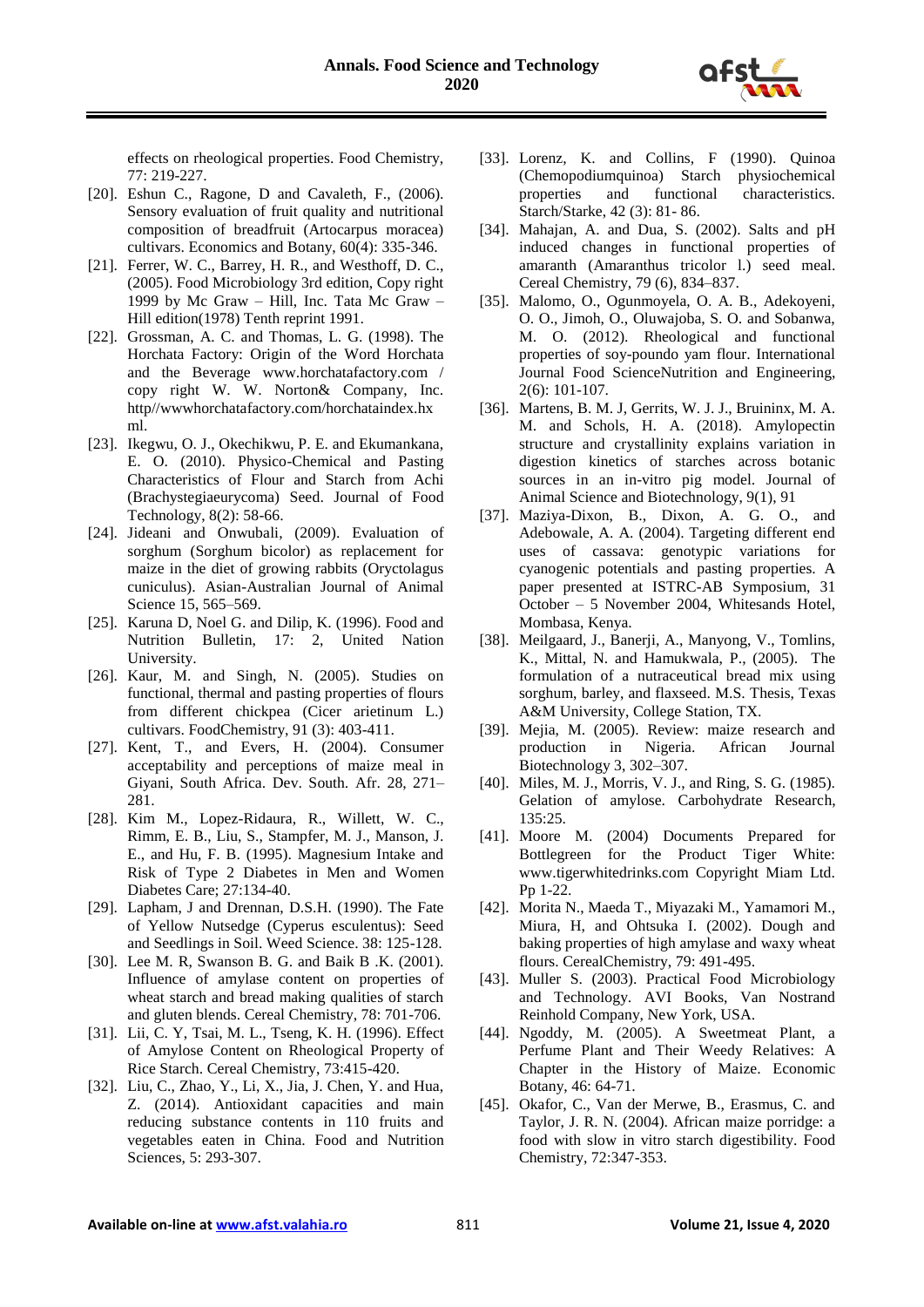effects on rheological properties. Food Chemistry, 77: 219-227.

[20]. Eshun C., Ragone, D and Cavaleth, F., (2006). Sensory evaluation of fruit quality and nutritional composition of breadfruit (Artocarpus moracea) cultivars. Economics and Botany, 60(4): 335-346.

[21]. Ferrer, W. C., Barrey, H. R., and Westhoff, D. C., (2005). Food Microbiology 3rd edition, Copy right 1999 by Mc Graw – Hill, Inc. Tata Mc Graw – Hill edition(1978) Tenth reprint 1991.

[22]. Grossman, A. C. and Thomas, L. G. (1998). The Horchata Factory: Origin of the Word Horchata and the Beverage www.horchatafactory.com / copy right W. W. Norton& Company, Inc. http//wwwhorchatafactory.com/horchataindex.hxml.

[23]. Ikegwu, O. J., Okechikwu, P. E. and Ekumankana, E. O. (2010). Physico-Chemical and Pasting Characteristics of Flour and Starch from Achi (Brachystegiaeurycoma) Seed. Journal of Food Technology, 8(2): 58-66.

[24]. Jideani and Onwubali, (2009). Evaluation of sorghum (Sorghum bicolor) as replacement for maize in the diet of growing rabbits (Oryctolagus cuniculus). Asian-Australian Journal of Animal Science 15, 565–569.

[25]. Karuna D, Noel G. and Dilip, K. (1996). Food and Nutrition Bulletin, 17: 2, United Nation University.

[26]. Kaur, M. and Singh, N. (2005). Studies on functional, thermal and pasting properties of flours from different chickpea (Cicer arietinum L.) cultivars. FoodChemistry, 91 (3): 403-411.

[27]. Kent, T., and Evers, H. (2004). Consumer acceptability and perceptions of maize meal in Giyani, South Africa. Dev. South. Afr. 28, 271–281.

[28]. Kim M., Lopez-Ridaura, R., Willett, W. C., Rimm, E. B., Liu, S., Stampfer, M. J., Manson, J. E., and Hu, F. B. (1995). Magnesium Intake and Risk of Type 2 Diabetes in Men and Women Diabetes Care; 27:134-40.

[29]. Lapham, J and Drennan, D.S.H. (1990). The Fate of Yellow Nutsedge (Cyperus esculentus): Seed and Seedlings in Soil. Weed Science. 38: 125-128.

[30]. Lee M. R, Swanson B. G. and Baik B .K. (2001). Influence of amylase content on properties of wheat starch and bread making qualities of starch and gluten blends. Cereal Chemistry, 78: 701-706.

[31]. Lii, C. Y, Tsai, M. L., Tseng, K. H. (1996). Effect of Amylose Content on Rheological Property of Rice Starch. Cereal Chemistry, 73:415-420.

[32]. Liu, C., Zhao, Y., Li, X., Jia, J. Chen, Y. and Hua, Z. (2014). Antioxidant capacities and main reducing substance contents in 110 fruits and vegetables eaten in China. Food and Nutrition Sciences, 5: 293-307.

[33]. Lorenz, K. and Collins, F (1990). Quinoa (Chemopodiumquinoa) Starch physiochemical properties and functional characteristics. Starch/Starke, 42 (3): 81- 86.

[34]. Mahajan, A. and Dua, S. (2002). Salts and pH induced changes in functional properties of amaranth (Amaranthus tricolor l.) seed meal. Cereal Chemistry, 79 (6), 834–837.

[35]. Malomo, O., Ogunmoyela, O. A. B., Adekoyeni, O. O., Jimoh, O., Oluwajoba, S. O. and Sobanwa, M. O. (2012). Rheological and functional properties of soy-poundo yam flour. International Journal Food ScienceNutrition and Engineering, 2(6): 101-107.

[36]. Martens, B. M. J, Gerrits, W. J. J., Bruininx, M. A. M. and Schols, H. A. (2018). Amylopectin structure and crystallinity explains variation in digestion kinetics of starches across botanic sources in an in-vitro pig model. Journal of Animal Science and Biotechnology, 9(1), 91

[37]. Maziya-Dixon, B., Dixon, A. G. O., and Adebowale, A. A. (2004). Targeting different end uses of cassava: genotypic variations for cyanogenic potentials and pasting properties. A paper presented at ISTRC-AB Symposium, 31 October – 5 November 2004, Whitesands Hotel, Mombasa, Kenya.

[38]. Meilgaard, J., Banerji, A., Manyong, V., Tomlins, K., Mittal, N. and Hamukwala, P., (2005). The formulation of a nutraceutical bread mix using sorghum, barley, and flaxseed. M.S. Thesis, Texas A&M University, College Station, TX.

[39]. Mejia, M. (2005). Review: maize research and production in Nigeria. African Journal Biotechnology 3, 302–307.

[40]. Miles, M. J., Morris, V. J., and Ring, S. G. (1985). Gelation of amylose. Carbohydrate Research, 135:25.

[41]. Moore M. (2004) Documents Prepared for Bottlegreen for the Product Tiger White: www.tigerwhitedrinks.com Copyright Miam Ltd. Pp 1-22.

[42]. Morita N., Maeda T., Miyazaki M., Yamamori M., Miura, H, and Ohtsuka I. (2002). Dough and baking properties of high amylase and waxy wheat flours. CerealChemistry, 79: 491-495.

[43]. Muller S. (2003). Practical Food Microbiology and Technology. AVI Books, Van Nostrand Reinhold Company, New York, USA.

[44]. Ngoddy, M. (2005). A Sweetmeat Plant, a Perfume Plant and Their Weedy Relatives: A Chapter in the History of Maize. Economic Botany, 46: 64-71.

[45]. Okafor, C., Van der Merwe, B., Erasmus, C. and Taylor, J. R. N. (2004). African maize porridge: a food with slow in vitro starch digestibility. Food Chemistry, 72:347-353.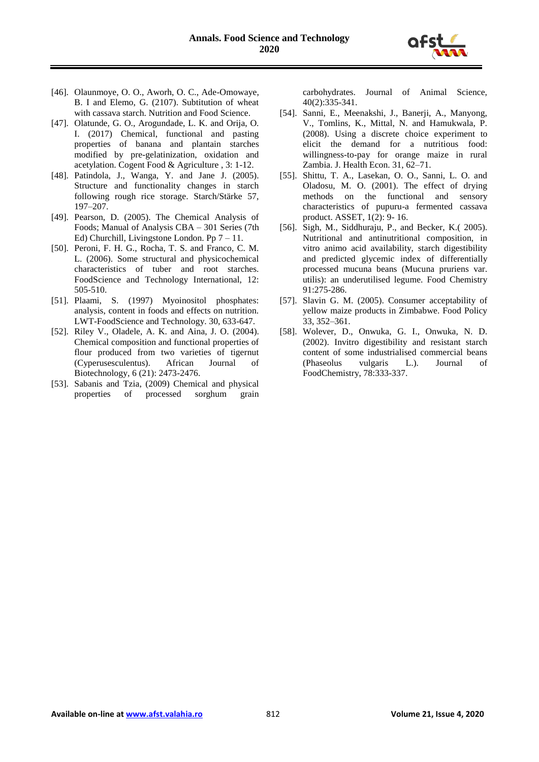[46]. Olaunmoye, O. O., Aworh, O. C., Ade-Omowaye, B. I and Elemo, G. (2107). Subtitution of wheat with cassava starch. Nutrition and Food Science.

[47]. Olatunde, G. O., Arogundade, L. K. and Orija, O. I. (2017) Chemical, functional and pasting properties of banana and plantain starches modified by pre-gelatinization, oxidation and acetylation. Cogent Food & Agriculture , 3: 1-12.

[48]. Patindola, J., Wanga, Y. and Jane J. (2005). Structure and functionality changes in starch following rough rice storage. Starch/Stärke 57, 197–207.

[49]. Pearson, D. (2005). The Chemical Analysis of Foods; Manual of Analysis CBA – 301 Series (7th Ed) Churchill, Livingstone London. Pp 7 – 11.

[50]. Peroni, F. H. G., Rocha, T. S. and Franco, C. M. L. (2006). Some structural and physicochemical characteristics of tuber and root starches. FoodScience and Technology International, 12: 505-510.

[51]. Plaami, S. (1997) Myoinositol phosphates: analysis, content in foods and effects on nutrition. LWT-FoodScience and Technology. 30, 633-647.

[52]. Riley V., Oladele, A. K. and Aina, J. O. (2004). Chemical composition and functional properties of flour produced from two varieties of tigernut (Cyperusesculentus). African Journal of Biotechnology, 6 (21): 2473-2476.

[53]. Sabanis and Tzia, (2009) Chemical and physical properties of processed sorghum grain carbohydrates. Journal of Animal Science, 40(2):335-341.

[54]. Sanni, E., Meenakshi, J., Banerji, A., Manyong, V., Tomlins, K., Mittal, N. and Hamukwala, P. (2008). Using a discrete choice experiment to elicit the demand for a nutritious food: willingness-to-pay for orange maize in rural Zambia. J. Health Econ. 31, 62–71.

[55]. Shittu, T. A., Lasekan, O. O., Sanni, L. O. and Oladosu, M. O. (2001). The effect of drying methods on the functional and sensory characteristics of pupuru-a fermented cassava product. ASSET, 1(2): 9- 16.

[56]. Sigh, M., Siddhuraju, P., and Becker, K.( 2005). Nutritional and antinutritional composition, in vitro animo acid availability, starch digestibility and predicted glycemic index of differentially processed mucuna beans (Mucuna pruriens var. utilis): an underutilised legume. Food Chemistry 91:275-286.

[57]. Slavin G. M. (2005). Consumer acceptability of yellow maize products in Zimbabwe. Food Policy 33, 352–361.

[58]. Wolever, D., Onwuka, G. I., Onwuka, N. D. (2002). Invitro digestibility and resistant starch content of some industrialised commercial beans (Phaseolus vulgaris L.). Journal of FoodChemistry, 78:333-337.